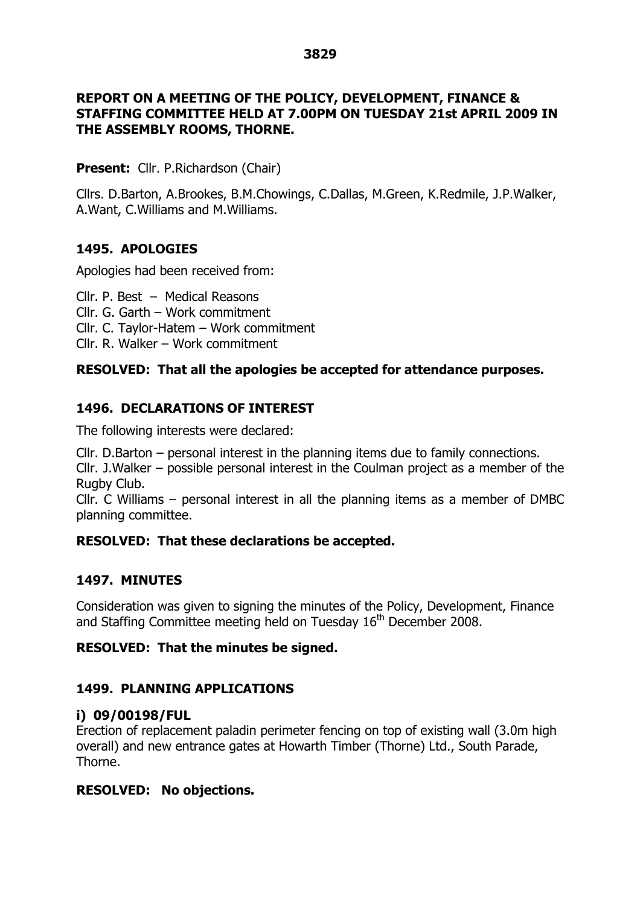# REPORT ON A MEETING OF THE POLICY, DEVELOPMENT, FINANCE & STAFFING COMMITTEE HELD AT 7.00PM ON TUESDAY 21st APRIL 2009 IN THE ASSEMBLY ROOMS, THORNE.

**Present:** Cllr. P.Richardson (Chair)

Cllrs. D.Barton, A.Brookes, B.M.Chowings, C.Dallas, M.Green, K.Redmile, J.P.Walker, A.Want, C.Williams and M.Williams.

## 1495. APOLOGIES

Apologies had been received from:

Cllr. P. Best – Medical Reasons
Cllr. G. Garth – Work commitment
Cllr. C. Taylor-Hatem – Work commitment
Cllr. R. Walker – Work commitment

**RESOLVED: That all the apologies be accepted for attendance purposes.**

## 1496. DECLARATIONS OF INTEREST

The following interests were declared:

Cllr. D.Barton – personal interest in the planning items due to family connections.
Cllr. J.Walker – possible personal interest in the Coulman project as a member of the Rugby Club.
Cllr. C Williams – personal interest in all the planning items as a member of DMBC planning committee.

**RESOLVED: That these declarations be accepted.**

## 1497. MINUTES

Consideration was given to signing the minutes of the Policy, Development, Finance and Staffing Committee meeting held on Tuesday 16th December 2008.

**RESOLVED: That the minutes be signed.**

## 1499. PLANNING APPLICATIONS

### i) 09/00198/FUL

Erection of replacement paladin perimeter fencing on top of existing wall (3.0m high overall) and new entrance gates at Howarth Timber (Thorne) Ltd., South Parade, Thorne.

**RESOLVED: No objections.**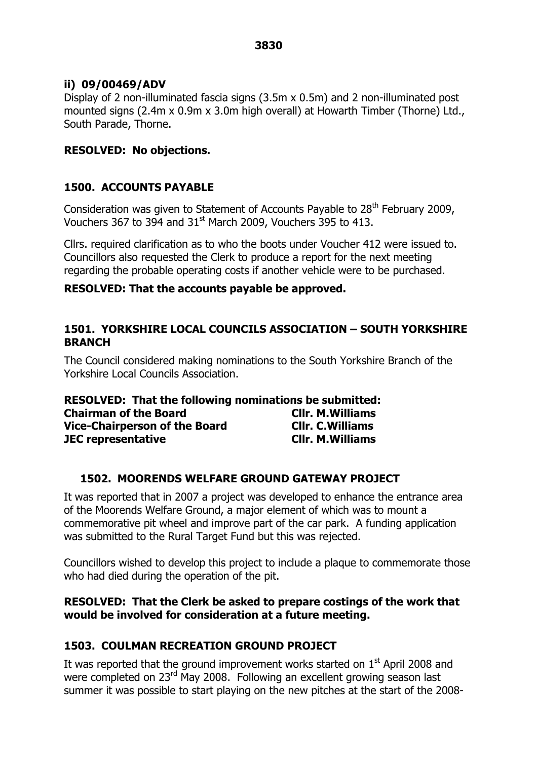### ii) 09/00469/ADV

Display of 2 non-illuminated fascia signs (3.5m x 0.5m) and 2 non-illuminated post mounted signs (2.4m x 0.9m x 3.0m high overall) at Howarth Timber (Thorne) Ltd., South Parade, Thorne.

**RESOLVED: No objections.**

## 1500. ACCOUNTS PAYABLE

Consideration was given to Statement of Accounts Payable to 28th February 2009, Vouchers 367 to 394 and 31st March 2009, Vouchers 395 to 413.

Cllrs. required clarification as to who the boots under Voucher 412 were issued to. Councillors also requested the Clerk to produce a report for the next meeting regarding the probable operating costs if another vehicle were to be purchased.

**RESOLVED: That the accounts payable be approved.**

## 1501. YORKSHIRE LOCAL COUNCILS ASSOCIATION – SOUTH YORKSHIRE BRANCH

The Council considered making nominations to the South Yorkshire Branch of the Yorkshire Local Councils Association.

**RESOLVED: That the following nominations be submitted:**

| | |
|---|---|
| **Chairman of the Board** | **Cllr. M.Williams** |
| **Vice-Chairperson of the Board** | **Cllr. C.Williams** |
| **JEC representative** | **Cllr. M.Williams** |

## 1502. MOORENDS WELFARE GROUND GATEWAY PROJECT

It was reported that in 2007 a project was developed to enhance the entrance area of the Moorends Welfare Ground, a major element of which was to mount a commemorative pit wheel and improve part of the car park. A funding application was submitted to the Rural Target Fund but this was rejected.

Councillors wished to develop this project to include a plaque to commemorate those who had died during the operation of the pit.

**RESOLVED: That the Clerk be asked to prepare costings of the work that would be involved for consideration at a future meeting.**

## 1503. COULMAN RECREATION GROUND PROJECT

It was reported that the ground improvement works started on 1st April 2008 and were completed on 23rd May 2008. Following an excellent growing season last summer it was possible to start playing on the new pitches at the start of the 2008-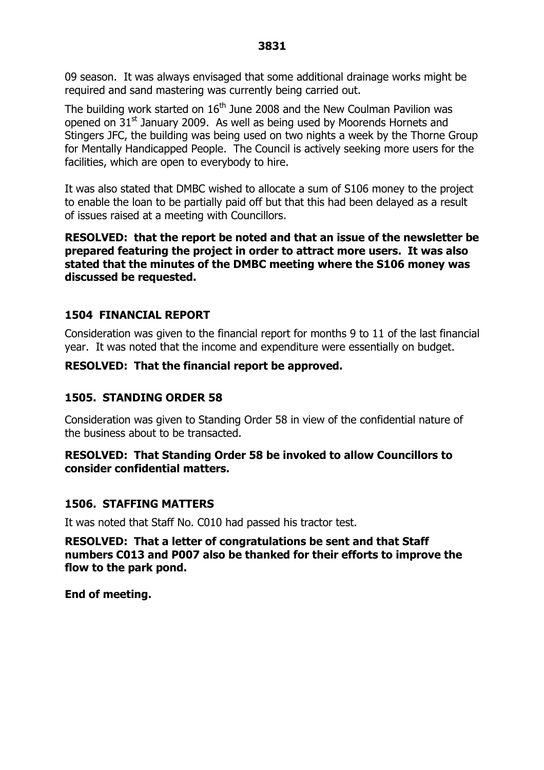09 season. It was always envisaged that some additional drainage works might be required and sand mastering was currently being carried out.

The building work started on 16th June 2008 and the New Coulman Pavilion was opened on 31st January 2009. As well as being used by Moorends Hornets and Stingers JFC, the building was being used on two nights a week by the Thorne Group for Mentally Handicapped People. The Council is actively seeking more users for the facilities, which are open to everybody to hire.

It was also stated that DMBC wished to allocate a sum of S106 money to the project to enable the loan to be partially paid off but that this had been delayed as a result of issues raised at a meeting with Councillors.

**RESOLVED: that the report be noted and that an issue of the newsletter be prepared featuring the project in order to attract more users. It was also stated that the minutes of the DMBC meeting where the S106 money was discussed be requested.**

## 1504 FINANCIAL REPORT

Consideration was given to the financial report for months 9 to 11 of the last financial year. It was noted that the income and expenditure were essentially on budget.

**RESOLVED: That the financial report be approved.**

## 1505. STANDING ORDER 58

Consideration was given to Standing Order 58 in view of the confidential nature of the business about to be transacted.

**RESOLVED: That Standing Order 58 be invoked to allow Councillors to consider confidential matters.**

## 1506. STAFFING MATTERS

It was noted that Staff No. C010 had passed his tractor test.

**RESOLVED: That a letter of congratulations be sent and that Staff numbers C013 and P007 also be thanked for their efforts to improve the flow to the park pond.**

**End of meeting.**